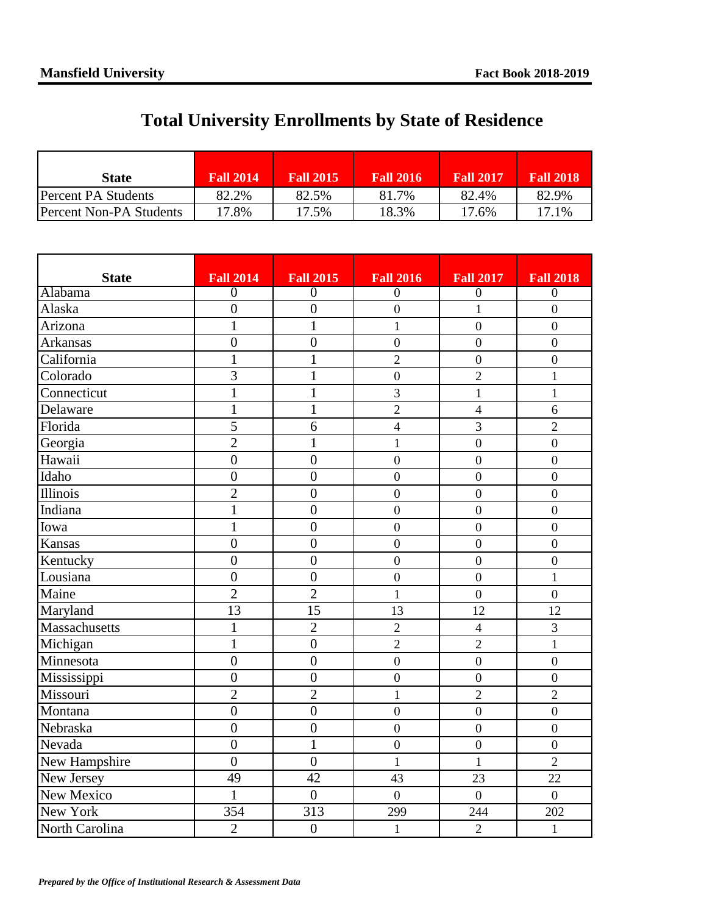# Total University Enrollments by State of Residence

| State | Fall 2014 | Fall 2015 | Fall 2016 | Fall 2017 | Fall 2018 |
|---|---|---|---|---|---|
| Percent PA Students | 82.2% | 82.5% | 81.7% | 82.4% | 82.9% |
| Percent Non-PA Students | 17.8% | 17.5% | 18.3% | 17.6% | 17.1% |

| State | Fall 2014 | Fall 2015 | Fall 2016 | Fall 2017 | Fall 2018 |
|---|---|---|---|---|---|
| Alabama | 0 | 0 | 0 | 0 | 0 |
| Alaska | 0 | 0 | 0 | 1 | 0 |
| Arizona | 1 | 1 | 1 | 0 | 0 |
| Arkansas | 0 | 0 | 0 | 0 | 0 |
| California | 1 | 1 | 2 | 0 | 0 |
| Colorado | 3 | 1 | 0 | 2 | 1 |
| Connecticut | 1 | 1 | 3 | 1 | 1 |
| Delaware | 1 | 1 | 2 | 4 | 6 |
| Florida | 5 | 6 | 4 | 3 | 2 |
| Georgia | 2 | 1 | 1 | 0 | 0 |
| Hawaii | 0 | 0 | 0 | 0 | 0 |
| Idaho | 0 | 0 | 0 | 0 | 0 |
| Illinois | 2 | 0 | 0 | 0 | 0 |
| Indiana | 1 | 0 | 0 | 0 | 0 |
| Iowa | 1 | 0 | 0 | 0 | 0 |
| Kansas | 0 | 0 | 0 | 0 | 0 |
| Kentucky | 0 | 0 | 0 | 0 | 0 |
| Lousiana | 0 | 0 | 0 | 0 | 1 |
| Maine | 2 | 2 | 1 | 0 | 0 |
| Maryland | 13 | 15 | 13 | 12 | 12 |
| Massachusetts | 1 | 2 | 2 | 4 | 3 |
| Michigan | 1 | 0 | 2 | 2 | 1 |
| Minnesota | 0 | 0 | 0 | 0 | 0 |
| Mississippi | 0 | 0 | 0 | 0 | 0 |
| Missouri | 2 | 2 | 1 | 2 | 2 |
| Montana | 0 | 0 | 0 | 0 | 0 |
| Nebraska | 0 | 0 | 0 | 0 | 0 |
| Nevada | 0 | 1 | 0 | 0 | 0 |
| New Hampshire | 0 | 0 | 1 | 1 | 2 |
| New Jersey | 49 | 42 | 43 | 23 | 22 |
| New Mexico | 1 | 0 | 0 | 0 | 0 |
| New York | 354 | 313 | 299 | 244 | 202 |
| North Carolina | 2 | 0 | 1 | 2 | 1 |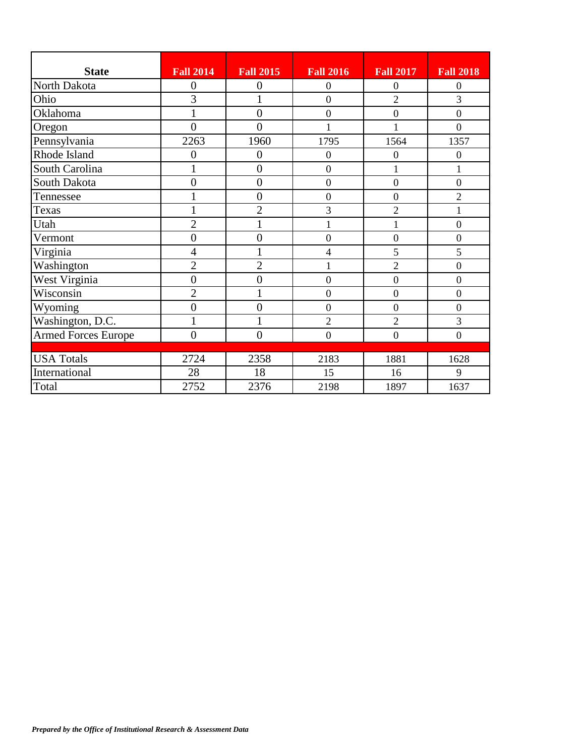| State | Fall 2014 | Fall 2015 | Fall 2016 | Fall 2017 | Fall 2018 |
|---|---|---|---|---|---|
| North Dakota | 0 | 0 | 0 | 0 | 0 |
| Ohio | 3 | 1 | 0 | 2 | 3 |
| Oklahoma | 1 | 0 | 0 | 0 | 0 |
| Oregon | 0 | 0 | 1 | 1 | 0 |
| Pennsylvania | 2263 | 1960 | 1795 | 1564 | 1357 |
| Rhode Island | 0 | 0 | 0 | 0 | 0 |
| South Carolina | 1 | 0 | 0 | 1 | 1 |
| South Dakota | 0 | 0 | 0 | 0 | 0 |
| Tennessee | 1 | 0 | 0 | 0 | 2 |
| Texas | 1 | 2 | 3 | 2 | 1 |
| Utah | 2 | 1 | 1 | 1 | 0 |
| Vermont | 0 | 0 | 0 | 0 | 0 |
| Virginia | 4 | 1 | 4 | 5 | 5 |
| Washington | 2 | 2 | 1 | 2 | 0 |
| West Virginia | 0 | 0 | 0 | 0 | 0 |
| Wisconsin | 2 | 1 | 0 | 0 | 0 |
| Wyoming | 0 | 0 | 0 | 0 | 0 |
| Washington, D.C. | 1 | 1 | 2 | 2 | 3 |
| Armed Forces Europe | 0 | 0 | 0 | 0 | 0 |
| | | | | | |
| USA Totals | 2724 | 2358 | 2183 | 1881 | 1628 |
| International | 28 | 18 | 15 | 16 | 9 |
| Total | 2752 | 2376 | 2198 | 1897 | 1637 |

***Prepared by the Office of Institutional Research & Assessment Data***